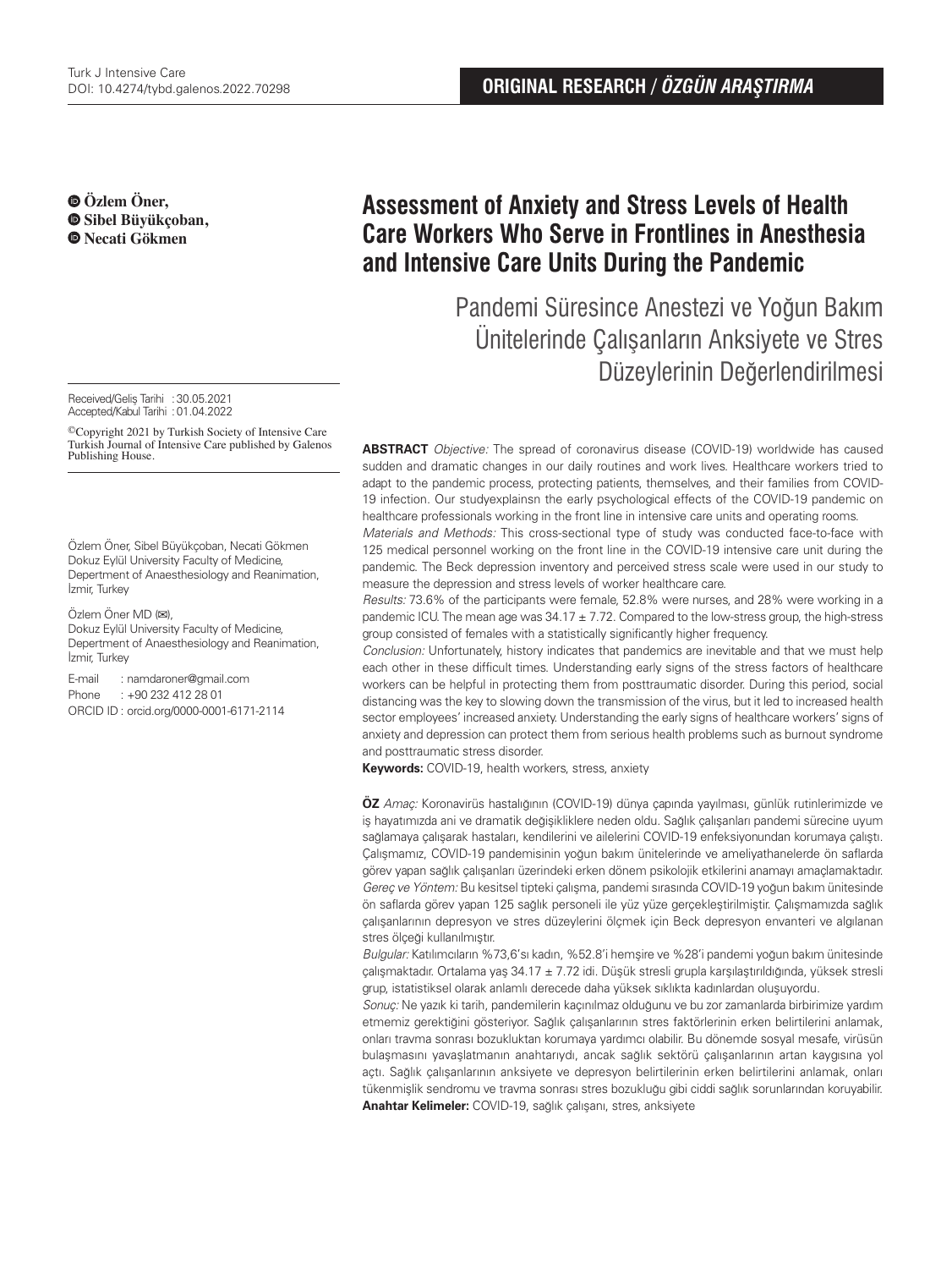ORIGINAL RESEARCH / *ÖZGÜN ARAŞTIRMA*

**Özlem Öner,**
**Sibel Büyükçoban,**
**Necati Gökmen**

# Assessment of Anxiety and Stress Levels of Health Care Workers Who Serve in Frontlines in Anesthesia and Intensive Care Units During the Pandemic

## Pandemi Süresince Anestezi ve Yoğun Bakım Ünitelerinde Çalışanların Anksiyete ve Stres Düzeylerinin Değerlendirilmesi

Received/Geliş Tarihi : 30.05.2021
Accepted/Kabul Tarihi : 01.04.2022

©Copyright 2021 by Turkish Society of Intensive Care Turkish Journal of Intensive Care published by Galenos Publishing House.

Özlem Öner, Sibel Büyükçoban, Necati Gökmen
Dokuz Eylül University Faculty of Medicine, Depertment of Anaesthesiology and Reanimation, İzmir, Turkey

Özlem Öner MD (✉),
Dokuz Eylül University Faculty of Medicine, Depertment of Anaesthesiology and Reanimation, İzmir, Turkey

E-mail : namdaroner@gmail.com
Phone : +90 232 412 28 01
ORCID ID : orcid.org/0000-0001-6171-2114

**ABSTRACT** *Objective:* The spread of coronavirus disease (COVID-19) worldwide has caused sudden and dramatic changes in our daily routines and work lives. Healthcare workers tried to adapt to the pandemic process, protecting patients, themselves, and their families from COVID-19 infection. Our studyexplainsn the early psychological effects of the COVID-19 pandemic on healthcare professionals working in the front line in intensive care units and operating rooms.

*Materials and Methods:* This cross-sectional type of study was conducted face-to-face with 125 medical personnel working on the front line in the COVID-19 intensive care unit during the pandemic. The Beck depression inventory and perceived stress scale were used in our study to measure the depression and stress levels of worker healthcare care.

*Results:* 73.6% of the participants were female, 52.8% were nurses, and 28% were working in a pandemic ICU. The mean age was 34.17 ± 7.72. Compared to the low-stress group, the high-stress group consisted of females with a statistically significantly higher frequency.

*Conclusion:* Unfortunately, history indicates that pandemics are inevitable and that we must help each other in these difficult times. Understanding early signs of the stress factors of healthcare workers can be helpful in protecting them from posttraumatic disorder. During this period, social distancing was the key to slowing down the transmission of the virus, but it led to increased health sector employees' increased anxiety. Understanding the early signs of healthcare workers' signs of anxiety and depression can protect them from serious health problems such as burnout syndrome and posttraumatic stress disorder.

**Keywords:** COVID-19, health workers, stress, anxiety

**ÖZ** *Amaç:* Koronavirüs hastalığının (COVID-19) dünya çapında yayılması, günlük rutinlerimizde ve iş hayatımızda ani ve dramatik değişikliklere neden oldu. Sağlık çalışanları pandemi sürecine uyum sağlamaya çalışarak hastaları, kendilerini ve ailelerini COVID-19 enfeksiyonundan korumaya çalıştı. Çalışmamız, COVID-19 pandemisinin yoğun bakım ünitelerinde ve ameliyathanelerde ön saflarda görev yapan sağlık çalışanları üzerindeki erken dönem psikolojik etkilerini anamayı amaçlamaktadır.

*Gereç ve Yöntem:* Bu kesitsel tipteki çalışma, pandemi sırasında COVID-19 yoğun bakım ünitesinde ön saflarda görev yapan 125 sağlık personeli ile yüz yüze gerçekleştirilmiştir. Çalışmamızda sağlık çalışanlarının depresyon ve stres düzeylerini ölçmek için Beck depresyon envanteri ve algılanan stres ölçeği kullanılmıştır.

*Bulgular:* Katılımcıların %73,6'sı kadın, %52.8'i hemşire ve %28'i pandemi yoğun bakım ünitesinde çalışmaktadır. Ortalama yaş 34.17 ± 7.72 idi. Düşük stresli grupla karşılaştırıldığında, yüksek stresli grup, istatistiksel olarak anlamlı derecede daha yüksek sıklıkta kadınlardan oluşuyordu.

*Sonuç:* Ne yazık ki tarih, pandemilerin kaçınılmaz olduğunu ve bu zor zamanlarda birbirimize yardım etmemiz gerektiğini gösteriyor. Sağlık çalışanlarının stres faktörlerinin erken belirtilerini anlamak, onları travma sonrası bozukluktan korumaya yardımcı olabilir. Bu dönemde sosyal mesafe, virüsün bulaşmasını yavaşlatmanın anahtarıydı, ancak sağlık sektörü çalışanlarının artan kaygısına yol açtı. Sağlık çalışanlarının anksiyete ve depresyon belirtilerinin erken belirtilerini anlamak, onları tükenmişlik sendromu ve travma sonrası stres bozukluğu gibi ciddi sağlık sorunlarından koruyabilir.

**Anahtar Kelimeler:** COVID-19, sağlık çalışanı, stres, anksiyete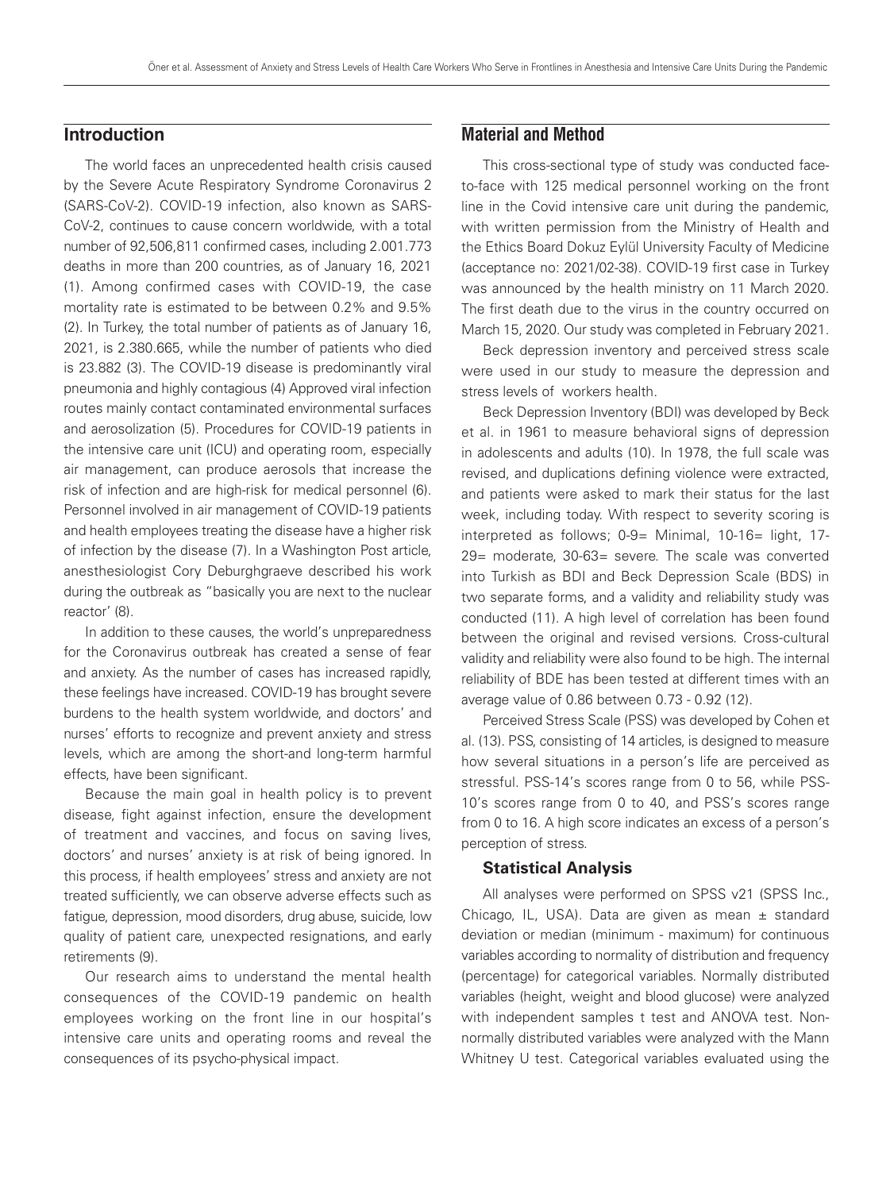## Introduction

The world faces an unprecedented health crisis caused by the Severe Acute Respiratory Syndrome Coronavirus 2 (SARS-CoV-2). COVID-19 infection, also known as SARS-CoV-2, continues to cause concern worldwide, with a total number of 92,506,811 confirmed cases, including 2.001.773 deaths in more than 200 countries, as of January 16, 2021 (1). Among confirmed cases with COVID-19, the case mortality rate is estimated to be between 0.2% and 9.5% (2). In Turkey, the total number of patients as of January 16, 2021, is 2.380.665, while the number of patients who died is 23.882 (3). The COVID-19 disease is predominantly viral pneumonia and highly contagious (4) Approved viral infection routes mainly contact contaminated environmental surfaces and aerosolization (5). Procedures for COVID-19 patients in the intensive care unit (ICU) and operating room, especially air management, can produce aerosols that increase the risk of infection and are high-risk for medical personnel (6). Personnel involved in air management of COVID-19 patients and health employees treating the disease have a higher risk of infection by the disease (7). In a Washington Post article, anesthesiologist Cory Deburghgraeve described his work during the outbreak as "basically you are next to the nuclear reactor' (8).

In addition to these causes, the world's unpreparedness for the Coronavirus outbreak has created a sense of fear and anxiety. As the number of cases has increased rapidly, these feelings have increased. COVID-19 has brought severe burdens to the health system worldwide, and doctors' and nurses' efforts to recognize and prevent anxiety and stress levels, which are among the short-and long-term harmful effects, have been significant.

Because the main goal in health policy is to prevent disease, fight against infection, ensure the development of treatment and vaccines, and focus on saving lives, doctors' and nurses' anxiety is at risk of being ignored. In this process, if health employees' stress and anxiety are not treated sufficiently, we can observe adverse effects such as fatigue, depression, mood disorders, drug abuse, suicide, low quality of patient care, unexpected resignations, and early retirements (9).

Our research aims to understand the mental health consequences of the COVID-19 pandemic on health employees working on the front line in our hospital's intensive care units and operating rooms and reveal the consequences of its psycho-physical impact.

## Material and Method

This cross-sectional type of study was conducted face-to-face with 125 medical personnel working on the front line in the Covid intensive care unit during the pandemic, with written permission from the Ministry of Health and the Ethics Board Dokuz Eylül University Faculty of Medicine (acceptance no: 2021/02-38). COVID-19 first case in Turkey was announced by the health ministry on 11 March 2020. The first death due to the virus in the country occurred on March 15, 2020. Our study was completed in February 2021.

Beck depression inventory and perceived stress scale were used in our study to measure the depression and stress levels of workers health.

Beck Depression Inventory (BDI) was developed by Beck et al. in 1961 to measure behavioral signs of depression in adolescents and adults (10). In 1978, the full scale was revised, and duplications defining violence were extracted, and patients were asked to mark their status for the last week, including today. With respect to severity scoring is interpreted as follows; 0-9= Minimal, 10-16= light, 17-29= moderate, 30-63= severe. The scale was converted into Turkish as BDI and Beck Depression Scale (BDS) in two separate forms, and a validity and reliability study was conducted (11). A high level of correlation has been found between the original and revised versions. Cross-cultural validity and reliability were also found to be high. The internal reliability of BDE has been tested at different times with an average value of 0.86 between 0.73 - 0.92 (12).

Perceived Stress Scale (PSS) was developed by Cohen et al. (13). PSS, consisting of 14 articles, is designed to measure how several situations in a person's life are perceived as stressful. PSS-14's scores range from 0 to 56, while PSS-10's scores range from 0 to 40, and PSS's scores range from 0 to 16. A high score indicates an excess of a person's perception of stress.

### Statistical Analysis

All analyses were performed on SPSS v21 (SPSS Inc., Chicago, IL, USA). Data are given as mean ± standard deviation or median (minimum - maximum) for continuous variables according to normality of distribution and frequency (percentage) for categorical variables. Normally distributed variables (height, weight and blood glucose) were analyzed with independent samples t test and ANOVA test. Non-normally distributed variables were analyzed with the Mann Whitney U test. Categorical variables evaluated using the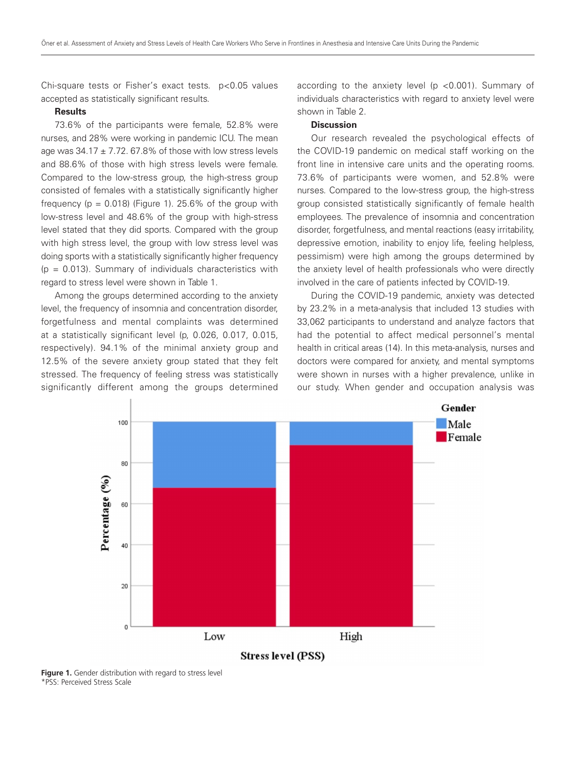Chi-square tests or Fisher's exact tests. $p<0.05$ values accepted as statistically significant results.

### Results

73.6% of the participants were female, 52.8% were nurses, and 28% were working in pandemic ICU. The mean age was 34.17 ± 7.72. 67.8% of those with low stress levels and 88.6% of those with high stress levels were female. Compared to the low-stress group, the high-stress group consisted of females with a statistically significantly higher frequency ($p = 0.018$) (Figure 1). 25.6% of the group with low-stress level and 48.6% of the group with high-stress level stated that they did sports. Compared with the group with high stress level, the group with low stress level was doing sports with a statistically significantly higher frequency ($p = 0.013$). Summary of individuals characteristics with regard to stress level were shown in Table 1.

Among the groups determined according to the anxiety level, the frequency of insomnia and concentration disorder, forgetfulness and mental complaints was determined at a statistically significant level (p, 0.026, 0.017, 0.015, respectively). 94.1% of the minimal anxiety group and 12.5% of the severe anxiety group stated that they felt stressed. The frequency of feeling stress was statistically significantly different among the groups determined according to the anxiety level ($p <0.001$). Summary of individuals characteristics with regard to anxiety level were shown in Table 2.

### Discussion

Our research revealed the psychological effects of the COVID-19 pandemic on medical staff working on the front line in intensive care units and the operating rooms. 73.6% of participants were women, and 52.8% were nurses. Compared to the low-stress group, the high-stress group consisted statistically significantly of female health employees. The prevalence of insomnia and concentration disorder, forgetfulness, and mental reactions (easy irritability, depressive emotion, inability to enjoy life, feeling helpless, pessimism) were high among the groups determined by the anxiety level of health professionals who were directly involved in the care of patients infected by COVID-19.

During the COVID-19 pandemic, anxiety was detected by 23.2% in a meta-analysis that included 13 studies with 33,062 participants to understand and analyze factors that had the potential to affect medical personnel's mental health in critical areas (14). In this meta-analysis, nurses and doctors were compared for anxiety, and mental symptoms were shown in nurses with a higher prevalence, unlike in our study. When gender and occupation analysis was

**Figure 1.** Gender distribution with regard to stress level
*PSS: Perceived Stress Scale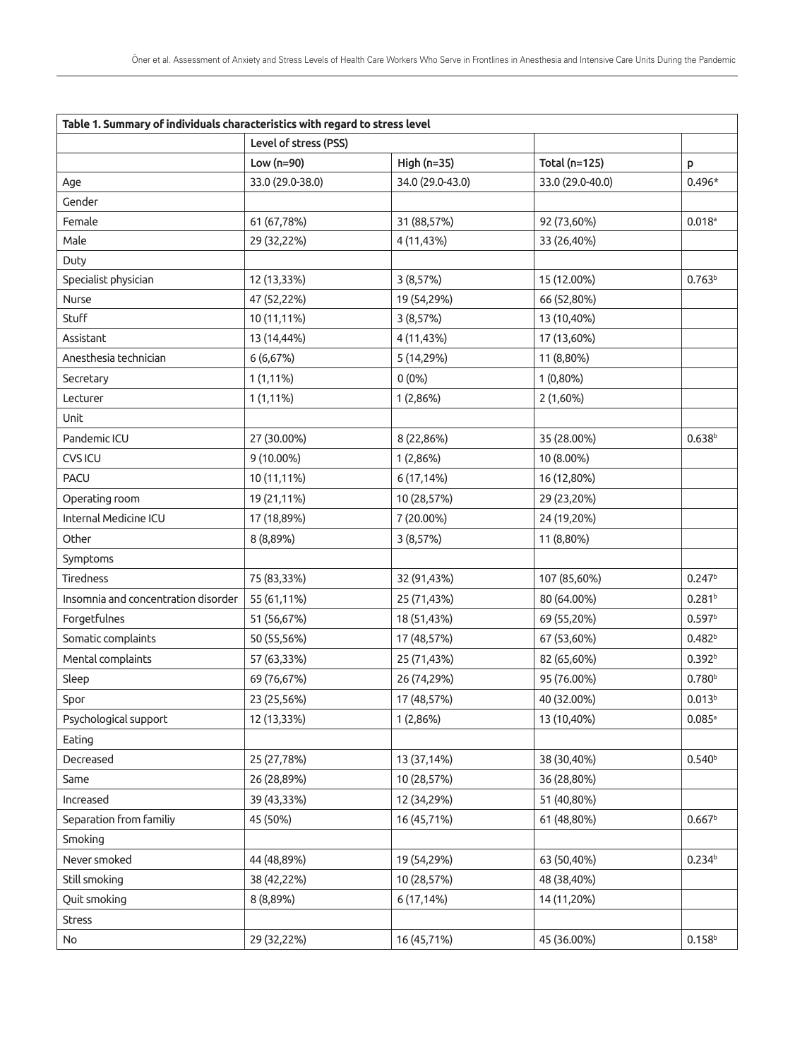| Table 1. Summary of individuals characteristics with regard to stress level | | | | |
|---|---|---|---|---|
| | Level of stress (PSS) | | | |
| | Low (n=90) | High (n=35) | Total (n=125) | p |
| Age | 33.0 (29.0-38.0) | 34.0 (29.0-43.0) | 33.0 (29.0-40.0) | 0.496* |
| Gender | | | | |
| Female | 61 (67,78%) | 31 (88,57%) | 92 (73,60%) | 0.018[a] |
| Male | 29 (32,22%) | 4 (11,43%) | 33 (26,40%) | |
| Duty | | | | |
| Specialist physician | 12 (13,33%) | 3 (8,57%) | 15 (12.00%) | 0.763[b] |
| Nurse | 47 (52,22%) | 19 (54,29%) | 66 (52,80%) | |
| Stuff | 10 (11,11%) | 3 (8,57%) | 13 (10,40%) | |
| Assistant | 13 (14,44%) | 4 (11,43%) | 17 (13,60%) | |
| Anesthesia technician | 6 (6,67%) | 5 (14,29%) | 11 (8,80%) | |
| Secretary | 1 (1,11%) | 0 (0%) | 1 (0,80%) | |
| Lecturer | 1 (1,11%) | 1 (2,86%) | 2 (1,60%) | |
| Unit | | | | |
| Pandemic ICU | 27 (30.00%) | 8 (22,86%) | 35 (28.00%) | 0.638[b] |
| CVS ICU | 9 (10.00%) | 1 (2,86%) | 10 (8.00%) | |
| PACU | 10 (11,11%) | 6 (17,14%) | 16 (12,80%) | |
| Operating room | 19 (21,11%) | 10 (28,57%) | 29 (23,20%) | |
| Internal Medicine ICU | 17 (18,89%) | 7 (20.00%) | 24 (19,20%) | |
| Other | 8 (8,89%) | 3 (8,57%) | 11 (8,80%) | |
| Symptoms | | | | |
| Tiredness | 75 (83,33%) | 32 (91,43%) | 107 (85,60%) | 0.247[b] |
| Insomnia and concentration disorder | 55 (61,11%) | 25 (71,43%) | 80 (64.00%) | 0.281[b] |
| Forgetfulnes | 51 (56,67%) | 18 (51,43%) | 69 (55,20%) | 0.597[b] |
| Somatic complaints | 50 (55,56%) | 17 (48,57%) | 67 (53,60%) | 0.482[b] |
| Mental complaints | 57 (63,33%) | 25 (71,43%) | 82 (65,60%) | 0.392[b] |
| Sleep | 69 (76,67%) | 26 (74,29%) | 95 (76.00%) | 0.780[b] |
| Spor | 23 (25,56%) | 17 (48,57%) | 40 (32.00%) | 0.013[b] |
| Psychological support | 12 (13,33%) | 1 (2,86%) | 13 (10,40%) | 0.085[a] |
| Eating | | | | |
| Decreased | 25 (27,78%) | 13 (37,14%) | 38 (30,40%) | 0.540[b] |
| Same | 26 (28,89%) | 10 (28,57%) | 36 (28,80%) | |
| Increased | 39 (43,33%) | 12 (34,29%) | 51 (40,80%) | |
| Separation from familiy | 45 (50%) | 16 (45,71%) | 61 (48,80%) | 0.667[b] |
| Smoking | | | | |
| Never smoked | 44 (48,89%) | 19 (54,29%) | 63 (50,40%) | 0.234[b] |
| Still smoking | 38 (42,22%) | 10 (28,57%) | 48 (38,40%) | |
| Quit smoking | 8 (8,89%) | 6 (17,14%) | 14 (11,20%) | |
| Stress | | | | |
| No | 29 (32,22%) | 16 (45,71%) | 45 (36.00%) | 0.158[b] |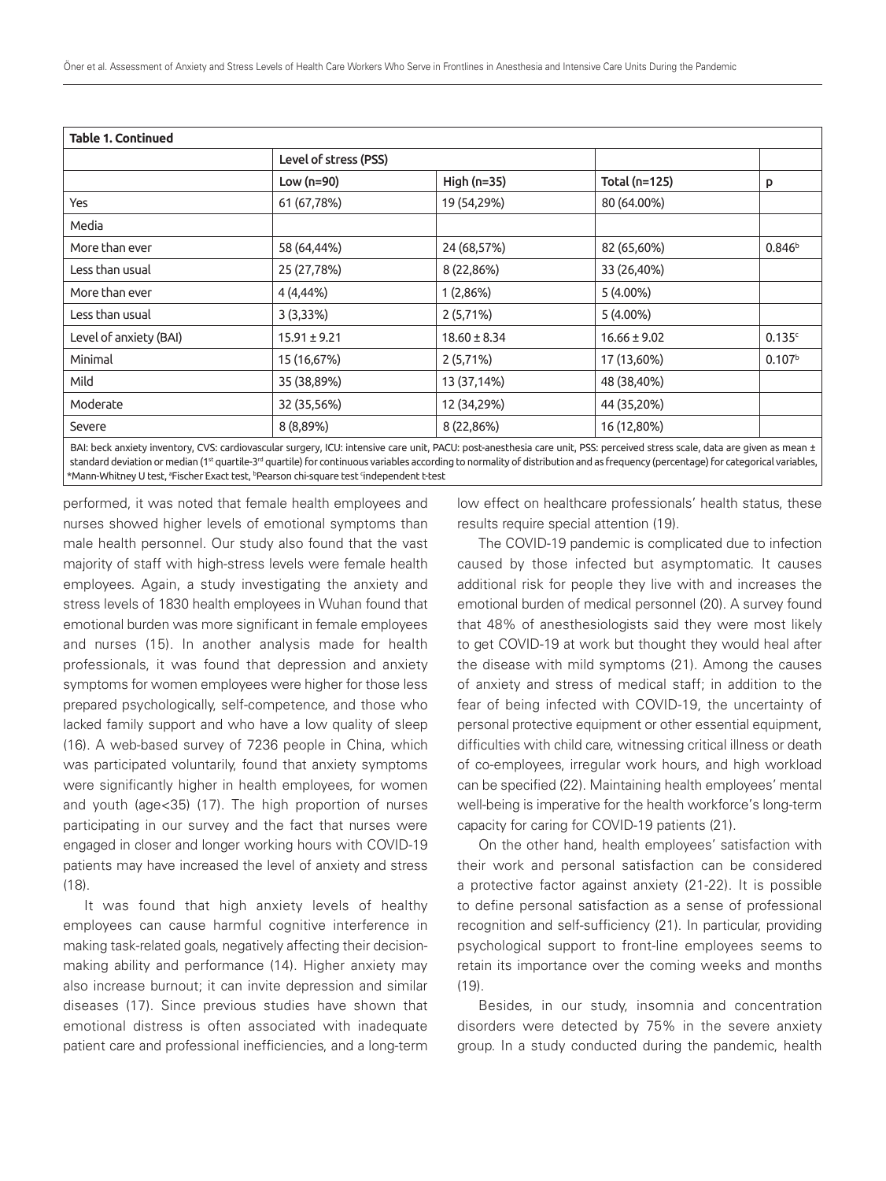**Table 1. Continued**

| | Level of stress (PSS) | | | |
|---|---|---|---|---|
| | Low (n=90) | High (n=35) | Total (n=125) | p |
| Yes | 61 (67,78%) | 19 (54,29%) | 80 (64.00%) | |
| Media | | | | |
| More than ever | 58 (64,44%) | 24 (68,57%) | 82 (65,60%) | 0.846[b] |
| Less than usual | 25 (27,78%) | 8 (22,86%) | 33 (26,40%) | |
| More than ever | 4 (4,44%) | 1 (2,86%) | 5 (4.00%) | |
| Less than usual | 3 (3,33%) | 2 (5,71%) | 5 (4.00%) | |
| Level of anxiety (BAI) | 15.91 ± 9.21 | 18.60 ± 8.34 | 16.66 ± 9.02 | 0.135[c] |
| Minimal | 15 (16,67%) | 2 (5,71%) | 17 (13,60%) | 0.107[b] |
| Mild | 35 (38,89%) | 13 (37,14%) | 48 (38,40%) | |
| Moderate | 32 (35,56%) | 12 (34,29%) | 44 (35,20%) | |
| Severe | 8 (8,89%) | 8 (22,86%) | 16 (12,80%) | |

BAI: beck anxiety inventory, CVS: cardiovascular surgery, ICU: intensive care unit, PACU: post-anesthesia care unit, PSS: perceived stress scale, data are given as mean ± standard deviation or median (1st quartile-3rd quartile) for continuous variables according to normality of distribution and as frequency (percentage) for categorical variables, *Mann-Whitney U test, [a]Fischer Exact test, [b]Pearson chi-square test [c]independent t-test

performed, it was noted that female health employees and nurses showed higher levels of emotional symptoms than male health personnel. Our study also found that the vast majority of staff with high-stress levels were female health employees. Again, a study investigating the anxiety and stress levels of 1830 health employees in Wuhan found that emotional burden was more significant in female employees and nurses (15). In another analysis made for health professionals, it was found that depression and anxiety symptoms for women employees were higher for those less prepared psychologically, self-competence, and those who lacked family support and who have a low quality of sleep (16). A web-based survey of 7236 people in China, which was participated voluntarily, found that anxiety symptoms were significantly higher in health employees, for women and youth (age<35) (17). The high proportion of nurses participating in our survey and the fact that nurses were engaged in closer and longer working hours with COVID-19 patients may have increased the level of anxiety and stress (18).

It was found that high anxiety levels of healthy employees can cause harmful cognitive interference in making task-related goals, negatively affecting their decision-making ability and performance (14). Higher anxiety may also increase burnout; it can invite depression and similar diseases (17). Since previous studies have shown that emotional distress is often associated with inadequate patient care and professional inefficiencies, and a long-term low effect on healthcare professionals' health status, these results require special attention (19).

The COVID-19 pandemic is complicated due to infection caused by those infected but asymptomatic. It causes additional risk for people they live with and increases the emotional burden of medical personnel (20). A survey found that 48% of anesthesiologists said they were most likely to get COVID-19 at work but thought they would heal after the disease with mild symptoms (21). Among the causes of anxiety and stress of medical staff; in addition to the fear of being infected with COVID-19, the uncertainty of personal protective equipment or other essential equipment, difficulties with child care, witnessing critical illness or death of co-employees, irregular work hours, and high workload can be specified (22). Maintaining health employees' mental well-being is imperative for the health workforce's long-term capacity for caring for COVID-19 patients (21).

On the other hand, health employees' satisfaction with their work and personal satisfaction can be considered a protective factor against anxiety (21-22). It is possible to define personal satisfaction as a sense of professional recognition and self-sufficiency (21). In particular, providing psychological support to front-line employees seems to retain its importance over the coming weeks and months (19).

Besides, in our study, insomnia and concentration disorders were detected by 75% in the severe anxiety group. In a study conducted during the pandemic, health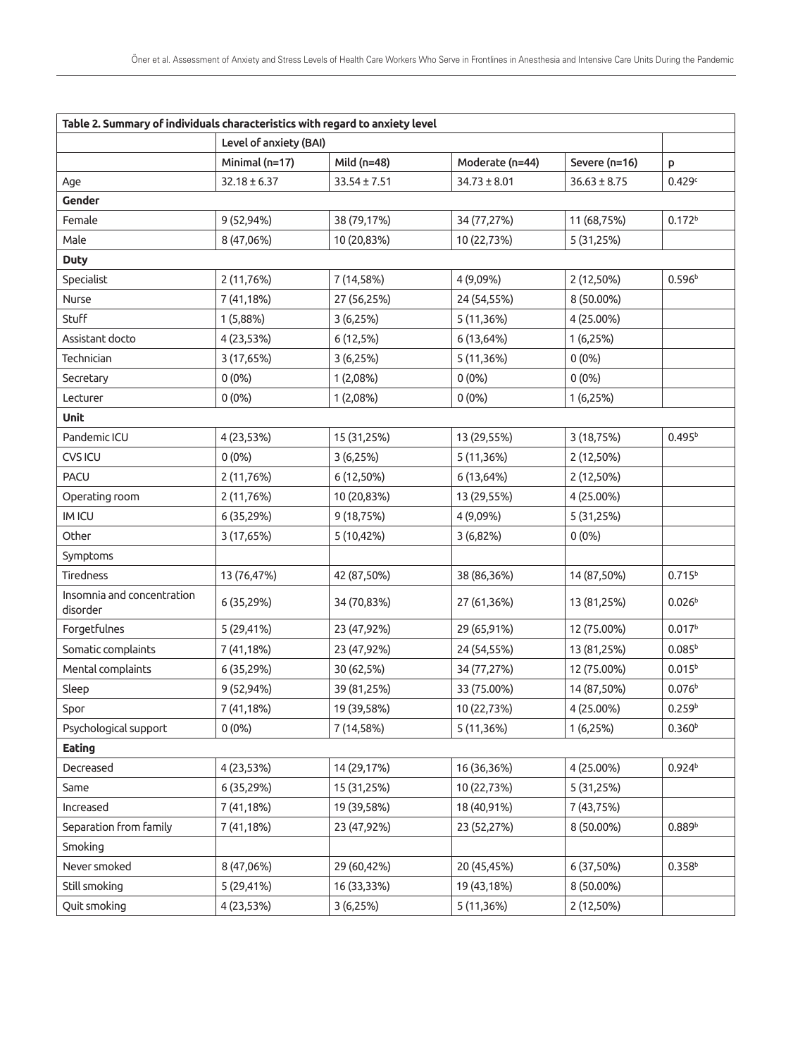**Table 2. Summary of individuals characteristics with regard to anxiety level**

| | Level of anxiety (BAI) | | | | |
|---|---|---|---|---|---|
| | Minimal (n=17) | Mild (n=48) | Moderate (n=44) | Severe (n=16) | p |
| Age | 32.18 ± 6.37 | 33.54 ± 7.51 | 34.73 ± 8.01 | 36.63 ± 8.75 | 0.429[c] |
| **Gender** | | | | | |
| Female | 9 (52,94%) | 38 (79,17%) | 34 (77,27%) | 11 (68,75%) | 0.172[b] |
| Male | 8 (47,06%) | 10 (20,83%) | 10 (22,73%) | 5 (31,25%) | |
| **Duty** | | | | | |
| Specialist | 2 (11,76%) | 7 (14,58%) | 4 (9,09%) | 2 (12,50%) | 0.596[b] |
| Nurse | 7 (41,18%) | 27 (56,25%) | 24 (54,55%) | 8 (50.00%) | |
| Stuff | 1 (5,88%) | 3 (6,25%) | 5 (11,36%) | 4 (25.00%) | |
| Assistant docto | 4 (23,53%) | 6 (12,5%) | 6 (13,64%) | 1 (6,25%) | |
| Technician | 3 (17,65%) | 3 (6,25%) | 5 (11,36%) | 0 (0%) | |
| Secretary | 0 (0%) | 1 (2,08%) | 0 (0%) | 0 (0%) | |
| Lecturer | 0 (0%) | 1 (2,08%) | 0 (0%) | 1 (6,25%) | |
| **Unit** | | | | | |
| Pandemic ICU | 4 (23,53%) | 15 (31,25%) | 13 (29,55%) | 3 (18,75%) | 0.495[b] |
| CVS ICU | 0 (0%) | 3 (6,25%) | 5 (11,36%) | 2 (12,50%) | |
| PACU | 2 (11,76%) | 6 (12,50%) | 6 (13,64%) | 2 (12,50%) | |
| Operating room | 2 (11,76%) | 10 (20,83%) | 13 (29,55%) | 4 (25.00%) | |
| IM ICU | 6 (35,29%) | 9 (18,75%) | 4 (9,09%) | 5 (31,25%) | |
| Other | 3 (17,65%) | 5 (10,42%) | 3 (6,82%) | 0 (0%) | |
| Symptoms | | | | | |
| Tiredness | 13 (76,47%) | 42 (87,50%) | 38 (86,36%) | 14 (87,50%) | 0.715[b] |
| Insomnia and concentration disorder | 6 (35,29%) | 34 (70,83%) | 27 (61,36%) | 13 (81,25%) | 0.026[b] |
| Forgetfulnes | 5 (29,41%) | 23 (47,92%) | 29 (65,91%) | 12 (75.00%) | 0.017[b] |
| Somatic complaints | 7 (41,18%) | 23 (47,92%) | 24 (54,55%) | 13 (81,25%) | 0.085[b] |
| Mental complaints | 6 (35,29%) | 30 (62,5%) | 34 (77,27%) | 12 (75.00%) | 0.015[b] |
| Sleep | 9 (52,94%) | 39 (81,25%) | 33 (75.00%) | 14 (87,50%) | 0.076[b] |
| Spor | 7 (41,18%) | 19 (39,58%) | 10 (22,73%) | 4 (25.00%) | 0.259[b] |
| Psychological support | 0 (0%) | 7 (14,58%) | 5 (11,36%) | 1 (6,25%) | 0.360[b] |
| **Eating** | | | | | |
| Decreased | 4 (23,53%) | 14 (29,17%) | 16 (36,36%) | 4 (25.00%) | 0.924[b] |
| Same | 6 (35,29%) | 15 (31,25%) | 10 (22,73%) | 5 (31,25%) | |
| Increased | 7 (41,18%) | 19 (39,58%) | 18 (40,91%) | 7 (43,75%) | |
| Separation from family | 7 (41,18%) | 23 (47,92%) | 23 (52,27%) | 8 (50.00%) | 0.889[b] |
| Smoking | | | | | |
| Never smoked | 8 (47,06%) | 29 (60,42%) | 20 (45,45%) | 6 (37,50%) | 0.358[b] |
| Still smoking | 5 (29,41%) | 16 (33,33%) | 19 (43,18%) | 8 (50.00%) | |
| Quit smoking | 4 (23,53%) | 3 (6,25%) | 5 (11,36%) | 2 (12,50%) | |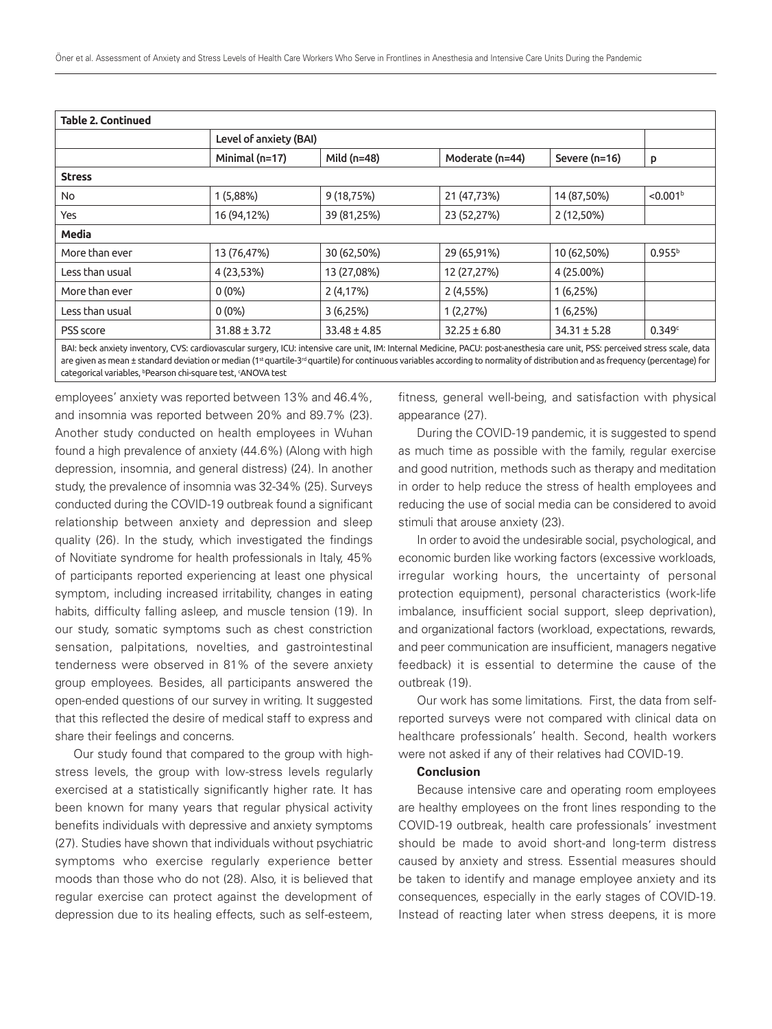| **Table 2. Continued** | | | | | |
|---|---|---|---|---|---|
| | Level of anxiety (BAI) | | | | |
| | Minimal (n=17) | Mild (n=48) | Moderate (n=44) | Severe (n=16) | p |
| **Stress** | | | | | |
| No | 1 (5,88%) | 9 (18,75%) | 21 (47,73%) | 14 (87,50%) | <0.001[b] |
| Yes | 16 (94,12%) | 39 (81,25%) | 23 (52,27%) | 2 (12,50%) | |
| **Media** | | | | | |
| More than ever | 13 (76,47%) | 30 (62,50%) | 29 (65,91%) | 10 (62,50%) | 0.955[b] |
| Less than usual | 4 (23,53%) | 13 (27,08%) | 12 (27,27%) | 4 (25.00%) | |
| More than ever | 0 (0%) | 2 (4,17%) | 2 (4,55%) | 1 (6,25%) | |
| Less than usual | 0 (0%) | 3 (6,25%) | 1 (2,27%) | 1 (6,25%) | |
| PSS score | 31.88 ± 3.72 | 33.48 ± 4.85 | 32.25 ± 6.80 | 34.31 ± 5.28 | 0.349[c] |

BAI: beck anxiety inventory, CVS: cardiovascular surgery, ICU: intensive care unit, IM: Internal Medicine, PACU: post-anesthesia care unit, PSS: perceived stress scale, data are given as mean ± standard deviation or median (1st quartile-3rd quartile) for continuous variables according to normality of distribution and as frequency (percentage) for categorical variables, [b]Pearson chi-square test, [c]ANOVA test

employees' anxiety was reported between 13% and 46.4%, and insomnia was reported between 20% and 89.7% (23). Another study conducted on health employees in Wuhan found a high prevalence of anxiety (44.6%) (Along with high depression, insomnia, and general distress) (24). In another study, the prevalence of insomnia was 32-34% (25). Surveys conducted during the COVID-19 outbreak found a significant relationship between anxiety and depression and sleep quality (26). In the study, which investigated the findings of Novitiate syndrome for health professionals in Italy, 45% of participants reported experiencing at least one physical symptom, including increased irritability, changes in eating habits, difficulty falling asleep, and muscle tension (19). In our study, somatic symptoms such as chest constriction sensation, palpitations, novelties, and gastrointestinal tenderness were observed in 81% of the severe anxiety group employees. Besides, all participants answered the open-ended questions of our survey in writing. It suggested that this reflected the desire of medical staff to express and share their feelings and concerns.

Our study found that compared to the group with high-stress levels, the group with low-stress levels regularly exercised at a statistically significantly higher rate. It has been known for many years that regular physical activity benefits individuals with depressive and anxiety symptoms (27). Studies have shown that individuals without psychiatric symptoms who exercise regularly experience better moods than those who do not (28). Also, it is believed that regular exercise can protect against the development of depression due to its healing effects, such as self-esteem, fitness, general well-being, and satisfaction with physical appearance (27).

During the COVID-19 pandemic, it is suggested to spend as much time as possible with the family, regular exercise and good nutrition, methods such as therapy and meditation in order to help reduce the stress of health employees and reducing the use of social media can be considered to avoid stimuli that arouse anxiety (23).

In order to avoid the undesirable social, psychological, and economic burden like working factors (excessive workloads, irregular working hours, the uncertainty of personal protection equipment), personal characteristics (work-life imbalance, insufficient social support, sleep deprivation), and organizational factors (workload, expectations, rewards, and peer communication are insufficient, managers negative feedback) it is essential to determine the cause of the outbreak (19).

Our work has some limitations. First, the data from self-reported surveys were not compared with clinical data on healthcare professionals' health. Second, health workers were not asked if any of their relatives had COVID-19.

## Conclusion

Because intensive care and operating room employees are healthy employees on the front lines responding to the COVID-19 outbreak, health care professionals' investment should be made to avoid short-and long-term distress caused by anxiety and stress. Essential measures should be taken to identify and manage employee anxiety and its consequences, especially in the early stages of COVID-19. Instead of reacting later when stress deepens, it is more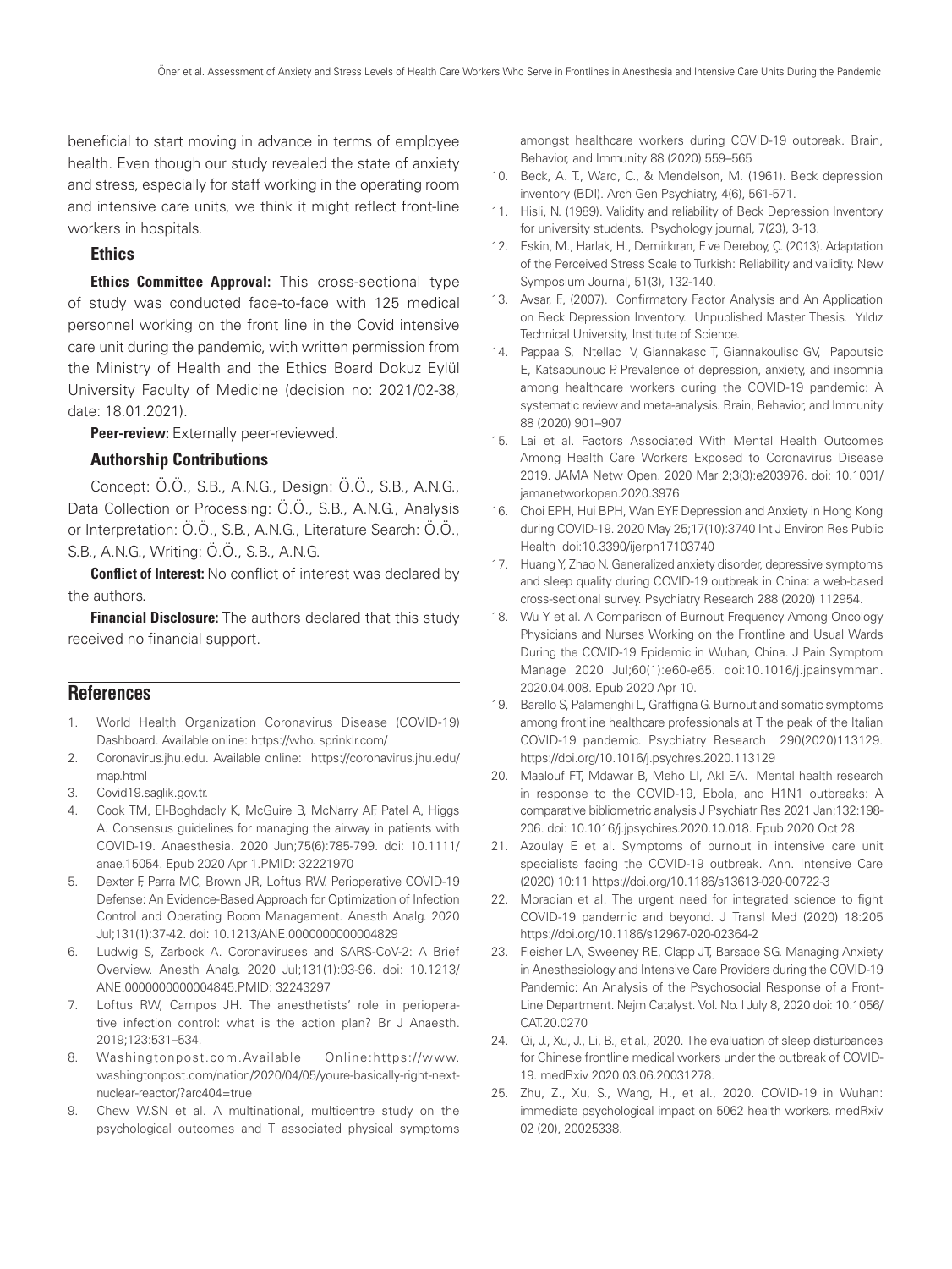beneficial to start moving in advance in terms of employee health. Even though our study revealed the state of anxiety and stress, especially for staff working in the operating room and intensive care units, we think it might reflect front-line workers in hospitals.

### Ethics

**Ethics Committee Approval:** This cross-sectional type of study was conducted face-to-face with 125 medical personnel working on the front line in the Covid intensive care unit during the pandemic, with written permission from the Ministry of Health and the Ethics Board Dokuz Eylül University Faculty of Medicine (decision no: 2021/02-38, date: 18.01.2021).

**Peer-review:** Externally peer-reviewed.

### Authorship Contributions

Concept: Ö.Ö., S.B., A.N.G., Design: Ö.Ö., S.B., A.N.G., Data Collection or Processing: Ö.Ö., S.B., A.N.G., Analysis or Interpretation: Ö.Ö., S.B., A.N.G., Literature Search: Ö.Ö., S.B., A.N.G., Writing: Ö.Ö., S.B., A.N.G.

**Conflict of Interest:** No conflict of interest was declared by the authors.

**Financial Disclosure:** The authors declared that this study received no financial support.

## References

1. World Health Organization Coronavirus Disease (COVID-19) Dashboard. Available online: https://who. sprinklr.com/
2. Coronavirus.jhu.edu. Available online: https://coronavirus.jhu.edu/map.html
3. Covid19.saglik.gov.tr.
4. Cook TM, El-Boghdadly K, McGuire B, McNarry AF, Patel A, Higgs A. Consensus guidelines for managing the airway in patients with COVID-19. Anaesthesia. 2020 Jun;75(6):785-799. doi: 10.1111/anae.15054. Epub 2020 Apr 1.PMID: 32221970
5. Dexter F, Parra MC, Brown JR, Loftus RW. Perioperative COVID-19 Defense: An Evidence-Based Approach for Optimization of Infection Control and Operating Room Management. Anesth Analg. 2020 Jul;131(1):37-42. doi: 10.1213/ANE.0000000000004829
6. Ludwig S, Zarbock A. Coronaviruses and SARS-CoV-2: A Brief Overview. Anesth Analg. 2020 Jul;131(1):93-96. doi: 10.1213/ANE.0000000000004845.PMID: 32243297
7. Loftus RW, Campos JH. The anesthetists' role in perioperative infection control: what is the action plan? Br J Anaesth. 2019;123:531–534.
8. Washingtonpost.com.Available Online:https://www.washingtonpost.com/nation/2020/04/05/youre-basically-right-next-nuclear-reactor/?arc404=true
9. Chew W.SN et al. A multinational, multicentre study on the psychological outcomes and T associated physical symptoms amongst healthcare workers during COVID-19 outbreak. Brain, Behavior, and Immunity 88 (2020) 559–565
10. Beck, A. T., Ward, C., & Mendelson, M. (1961). Beck depression inventory (BDI). Arch Gen Psychiatry, 4(6), 561-571.
11. Hisli, N. (1989). Validity and reliability of Beck Depression Inventory for university students. Psychology journal, 7(23), 3-13.
12. Eskin, M., Harlak, H., Demirkıran, F. ve Dereboy, Ç. (2013). Adaptation of the Perceived Stress Scale to Turkish: Reliability and validity. New Symposium Journal, 51(3), 132-140.
13. Avsar, F., (2007). Confirmatory Factor Analysis and An Application on Beck Depression Inventory. Unpublished Master Thesis. Yıldız Technical University, Institute of Science.
14. Pappaa S, Ntellac V, Giannakasc T, Giannakoulisc GV, Papoutsic E, Katsaounouc P. Prevalence of depression, anxiety, and insomnia among healthcare workers during the COVID-19 pandemic: A systematic review and meta-analysis. Brain, Behavior, and Immunity 88 (2020) 901–907
15. Lai et al. Factors Associated With Mental Health Outcomes Among Health Care Workers Exposed to Coronavirus Disease 2019. JAMA Netw Open. 2020 Mar 2;3(3):e203976. doi: 10.1001/jamanetworkopen.2020.3976
16. Choi EPH, Hui BPH, Wan EYF. Depression and Anxiety in Hong Kong during COVID-19. 2020 May 25;17(10):3740 Int J Environ Res Public Health doi:10.3390/ijerph17103740
17. Huang Y, Zhao N. Generalized anxiety disorder, depressive symptoms and sleep quality during COVID-19 outbreak in China: a web-based cross-sectional survey. Psychiatry Research 288 (2020) 112954.
18. Wu Y et al. A Comparison of Burnout Frequency Among Oncology Physicians and Nurses Working on the Frontline and Usual Wards During the COVID-19 Epidemic in Wuhan, China. J Pain Symptom Manage 2020 Jul;60(1):e60-e65. doi:10.1016/j.jpainsymman.2020.04.008. Epub 2020 Apr 10.
19. Barello S, Palamenghi L, Graffigna G. Burnout and somatic symptoms among frontline healthcare professionals at T the peak of the Italian COVID-19 pandemic. Psychiatry Research 290(2020)113129. https://doi.org/10.1016/j.psychres.2020.113129
20. Maalouf FT, Mdawar B, Meho LI, Akl EA. Mental health research in response to the COVID-19, Ebola, and H1N1 outbreaks: A comparative bibliometric analysis J Psychiatr Res 2021 Jan;132:198-206. doi: 10.1016/j.jpsychires.2020.10.018. Epub 2020 Oct 28.
21. Azoulay E et al. Symptoms of burnout in intensive care unit specialists facing the COVID-19 outbreak. Ann. Intensive Care (2020) 10:11 https://doi.org/10.1186/s13613-020-00722-3
22. Moradian et al. The urgent need for integrated science to fight COVID-19 pandemic and beyond. J Transl Med (2020) 18:205 https://doi.org/10.1186/s12967-020-02364-2
23. Fleisher LA, Sweeney RE, Clapp JT, Barsade SG. Managing Anxiety in Anesthesiology and Intensive Care Providers during the COVID-19 Pandemic: An Analysis of the Psychosocial Response of a Front-Line Department. Nejm Catalyst. Vol. No. | July 8, 2020 doi: 10.1056/CAT.20.0270
24. Qi, J., Xu, J., Li, B., et al., 2020. The evaluation of sleep disturbances for Chinese frontline medical workers under the outbreak of COVID-19. medRxiv 2020.03.06.20031278.
25. Zhu, Z., Xu, S., Wang, H., et al., 2020. COVID-19 in Wuhan: immediate psychological impact on 5062 health workers. medRxiv 02 (20), 20025338.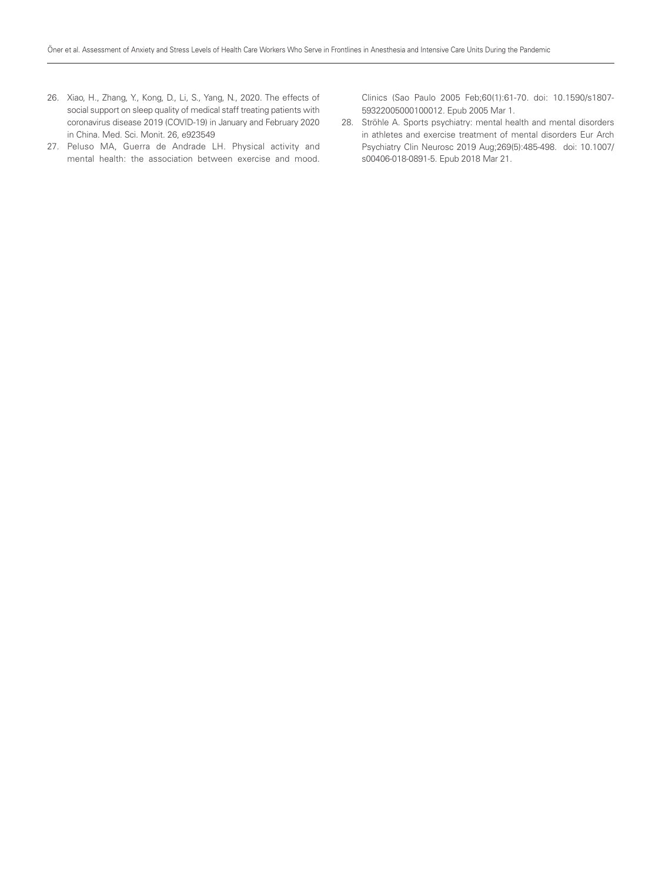26. Xiao, H., Zhang, Y., Kong, D., Li, S., Yang, N., 2020. The effects of social support on sleep quality of medical staff treating patients with coronavirus disease 2019 (COVID-19) in January and February 2020 in China. Med. Sci. Monit. 26, e923549
27. Peluso MA, Guerra de Andrade LH. Physical activity and mental health: the association between exercise and mood. Clinics (Sao Paulo 2005 Feb;60(1):61-70. doi: 10.1590/s1807-59322005000100012. Epub 2005 Mar 1.
28. Ströhle A. Sports psychiatry: mental health and mental disorders in athletes and exercise treatment of mental disorders Eur Arch Psychiatry Clin Neurosc 2019 Aug;269(5):485-498. doi: 10.1007/s00406-018-0891-5. Epub 2018 Mar 21.